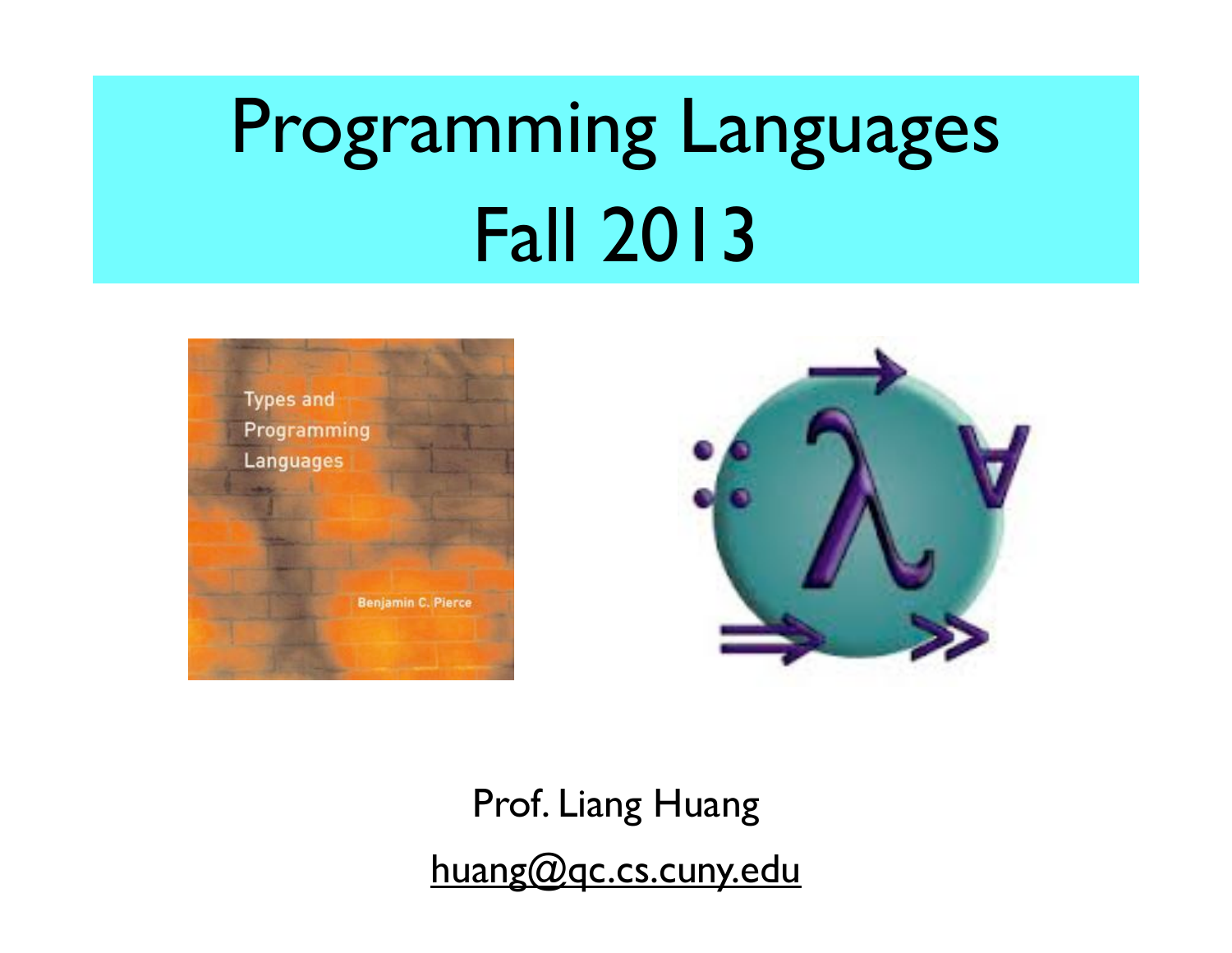# Programming Languages Fall 2013

Prof. Liang Huang

huang@qc.cs.cuny.edu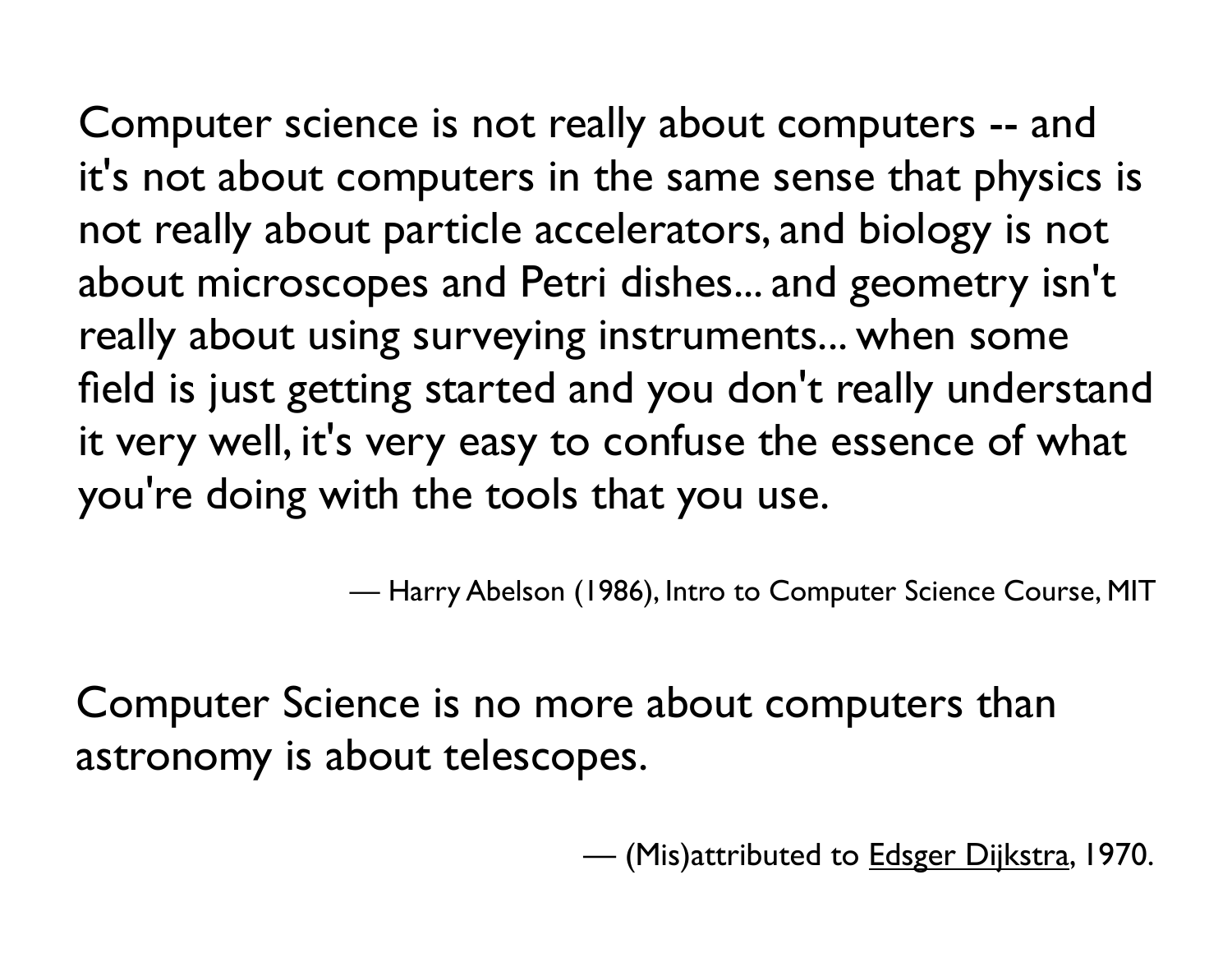Computer science is not really about computers -- and it's not about computers in the same sense that physics is not really about particle accelerators, and biology is not about microscopes and Petri dishes... and geometry isn't really about using surveying instruments... when some field is just getting started and you don't really understand it very well, it's very easy to confuse the essence of what you're doing with the tools that you use.

— Harry Abelson (1986), Intro to Computer Science Course, MIT

Computer Science is no more about computers than astronomy is about telescopes.

— (Mis)attributed to Edsger Dijkstra, 1970.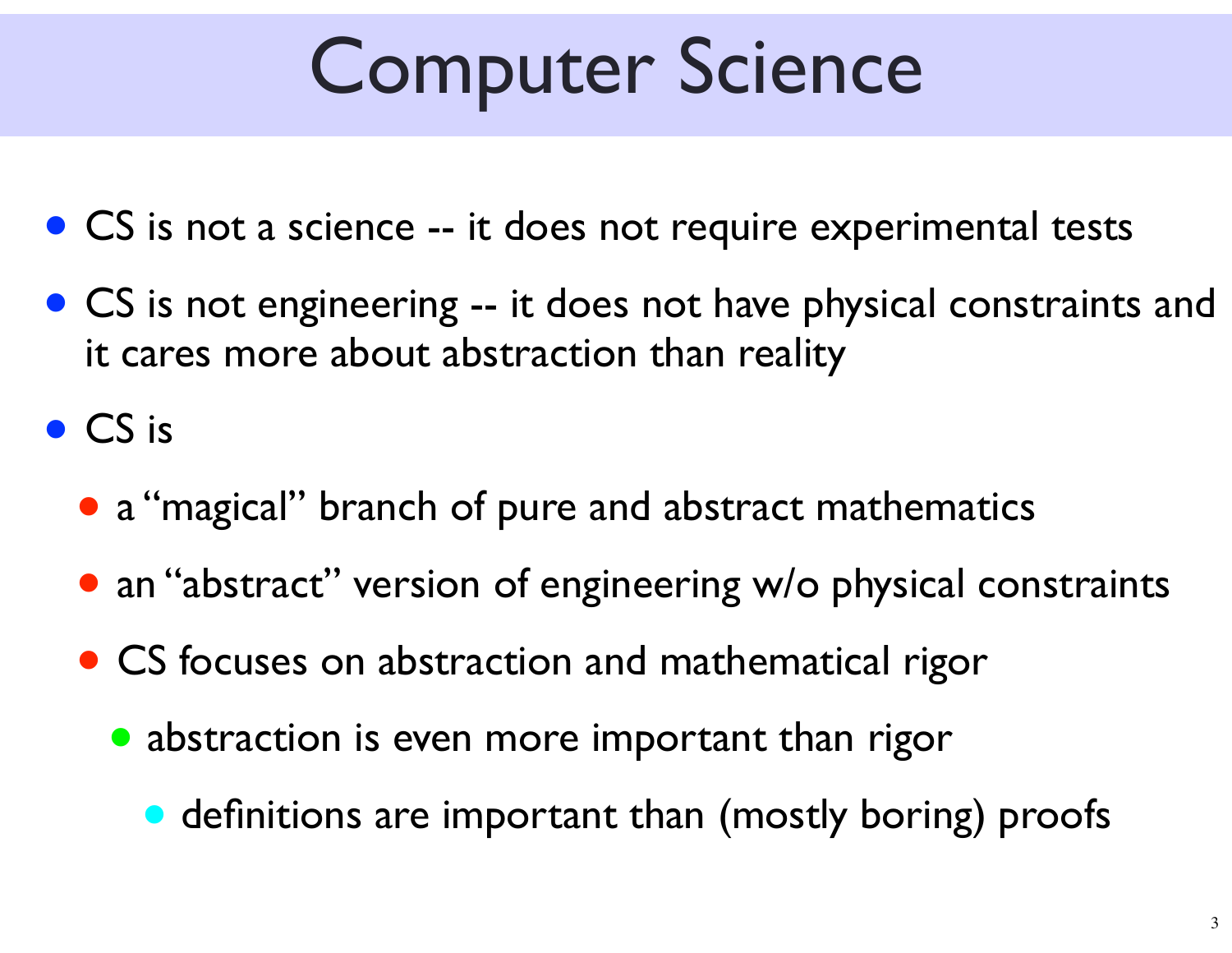# Computer Science

- CS is not a science -- it does not require experimental tests
- CS is not engineering -- it does not have physical constraints and it cares more about abstraction than reality
- CS is
  - a "magical" branch of pure and abstract mathematics
  - an "abstract" version of engineering w/o physical constraints
  - CS focuses on abstraction and mathematical rigor
    - abstraction is even more important than rigor
      - definitions are important than (mostly boring) proofs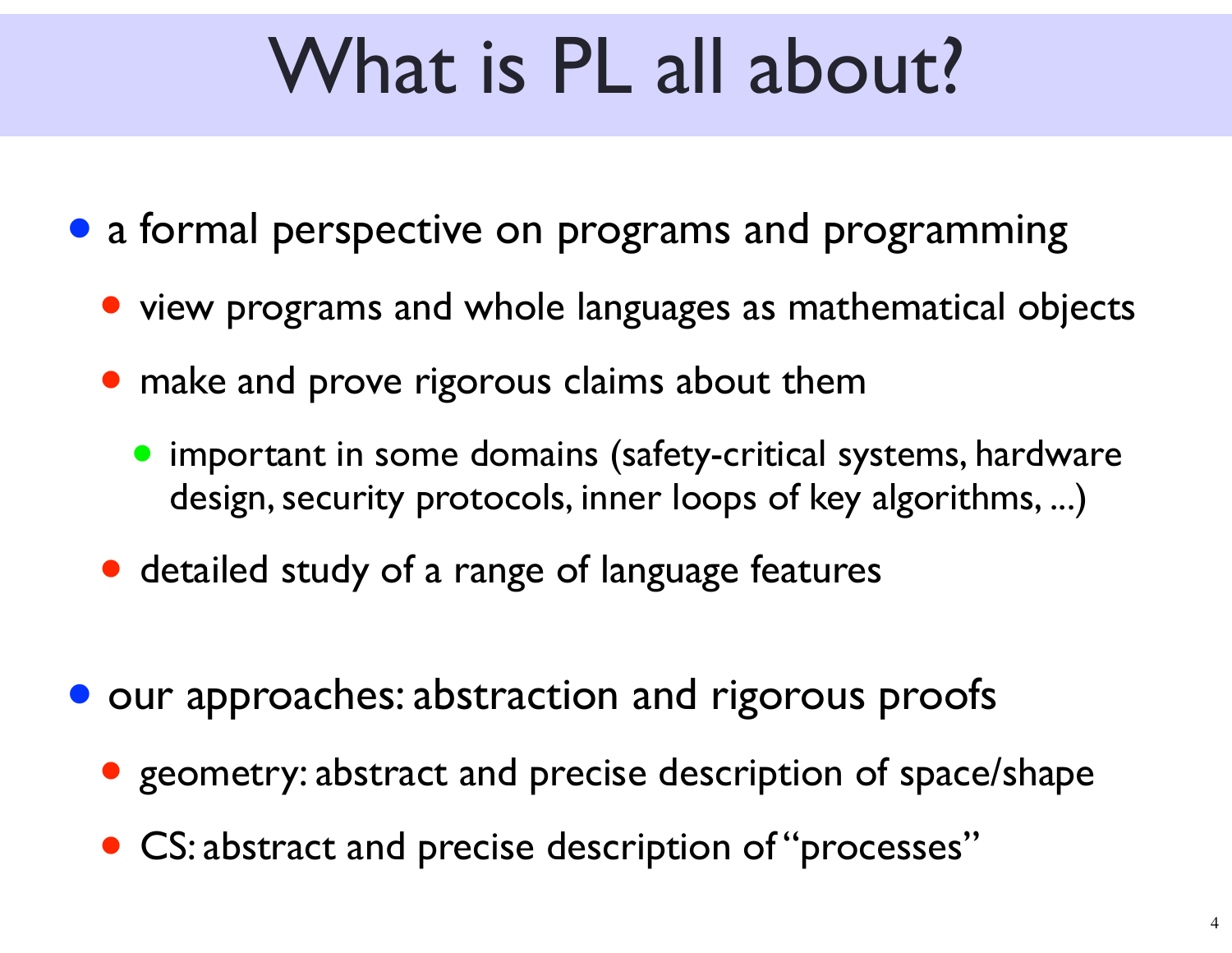# What is PL all about?

- a formal perspective on programs and programming
  - view programs and whole languages as mathematical objects
  - make and prove rigorous claims about them
    - important in some domains (safety-critical systems, hardware design, security protocols, inner loops of key algorithms, ...)
  - detailed study of a range of language features

- our approaches: abstraction and rigorous proofs
  - geometry: abstract and precise description of space/shape
  - CS: abstract and precise description of "processes"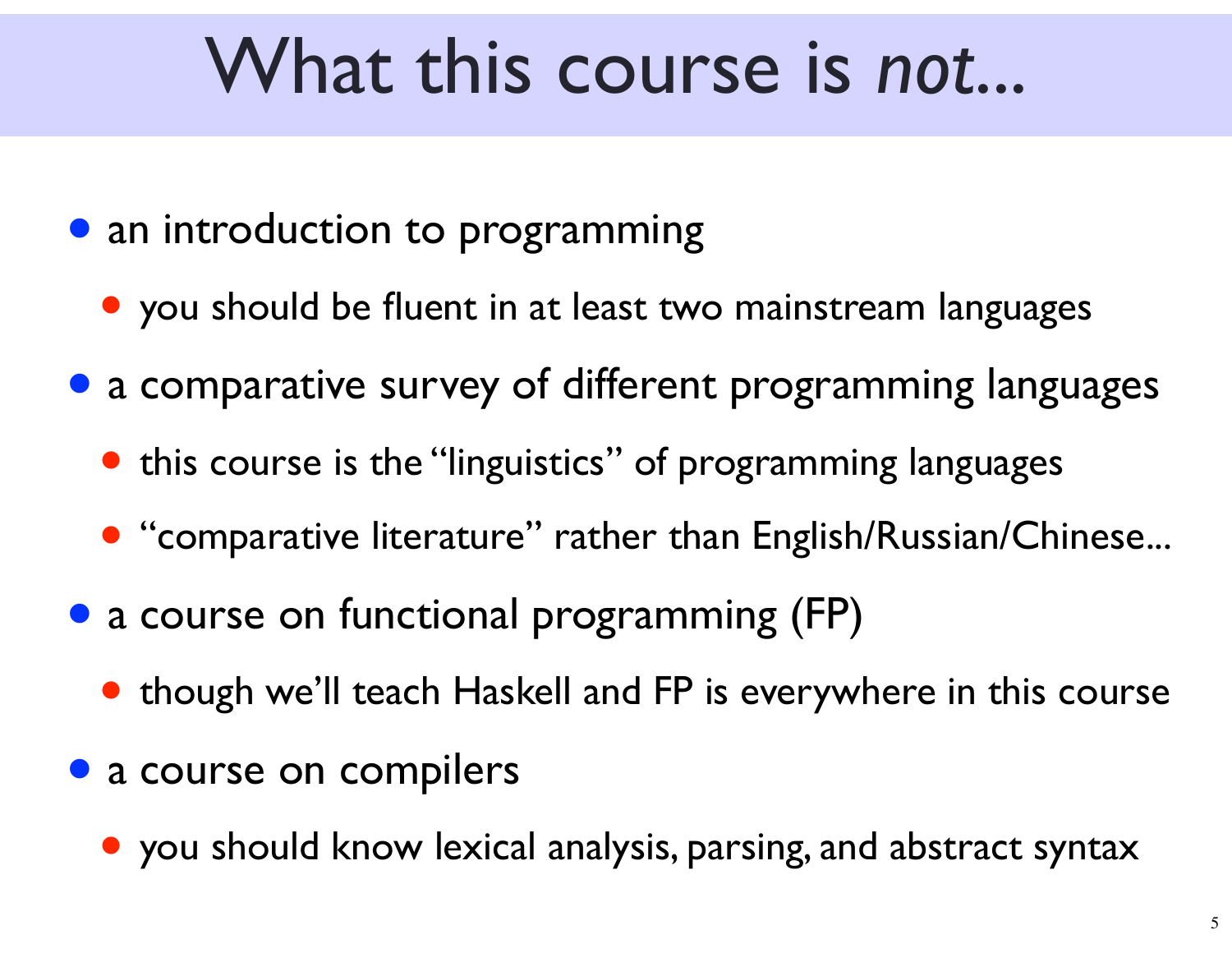# What this course is *not*...

- an introduction to programming
  - you should be fluent in at least two mainstream languages
- a comparative survey of different programming languages
  - this course is the "linguistics" of programming languages
  - "comparative literature" rather than English/Russian/Chinese...
- a course on functional programming (FP)
  - though we'll teach Haskell and FP is everywhere in this course
- a course on compilers
  - you should know lexical analysis, parsing, and abstract syntax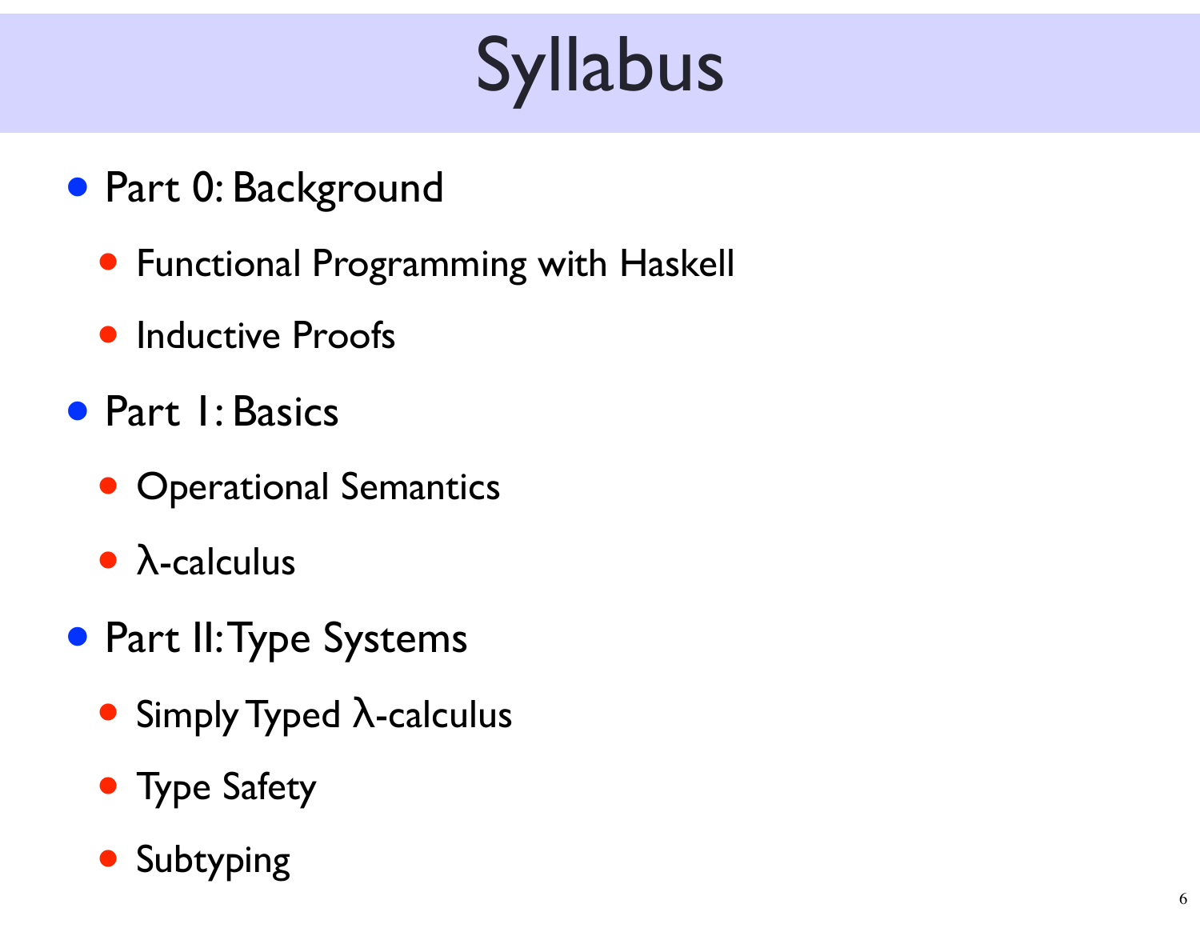# Syllabus

- Part 0: Background
  - Functional Programming with Haskell
  - Inductive Proofs
- Part I: Basics
  - Operational Semantics
  - λ-calculus
- Part II: Type Systems
  - Simply Typed λ-calculus
  - Type Safety
  - Subtyping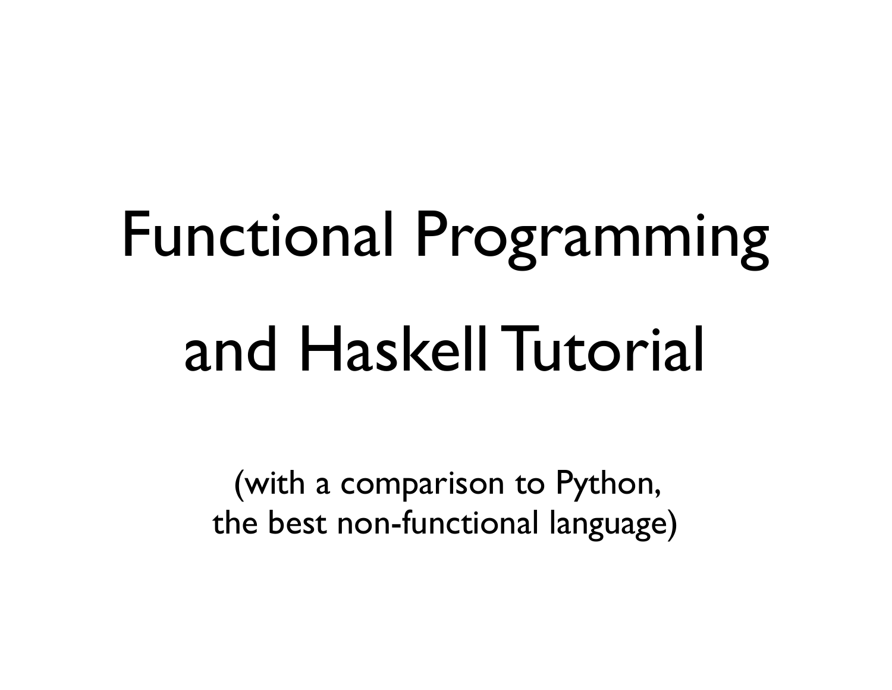# Functional Programming and Haskell Tutorial

(with a comparison to Python,
the best non-functional language)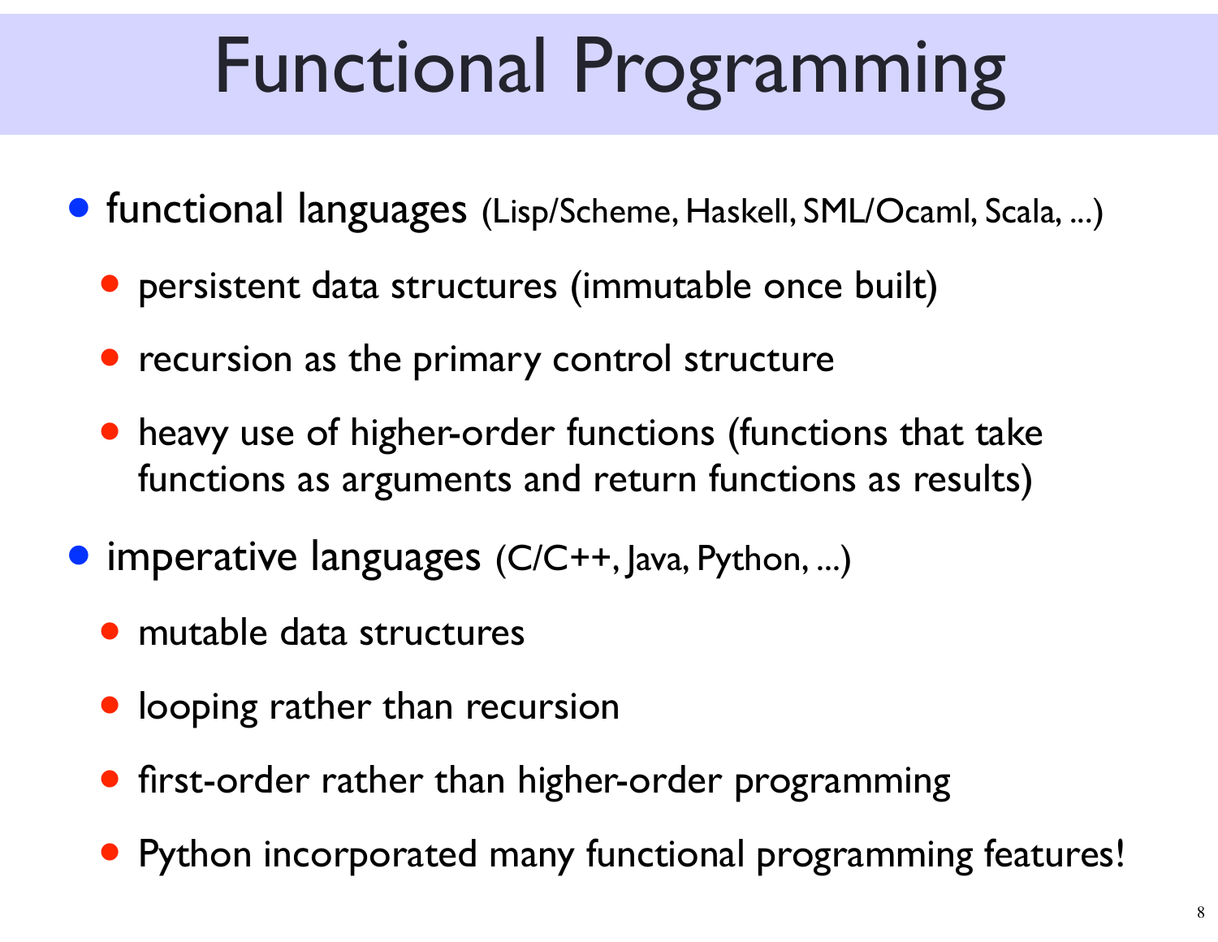# Functional Programming

- functional languages (Lisp/Scheme, Haskell, SML/Ocaml, Scala, ...)
  - persistent data structures (immutable once built)
  - recursion as the primary control structure
  - heavy use of higher-order functions (functions that take functions as arguments and return functions as results)
- imperative languages (C/C++, Java, Python, ...)
  - mutable data structures
  - looping rather than recursion
  - first-order rather than higher-order programming
  - Python incorporated many functional programming features!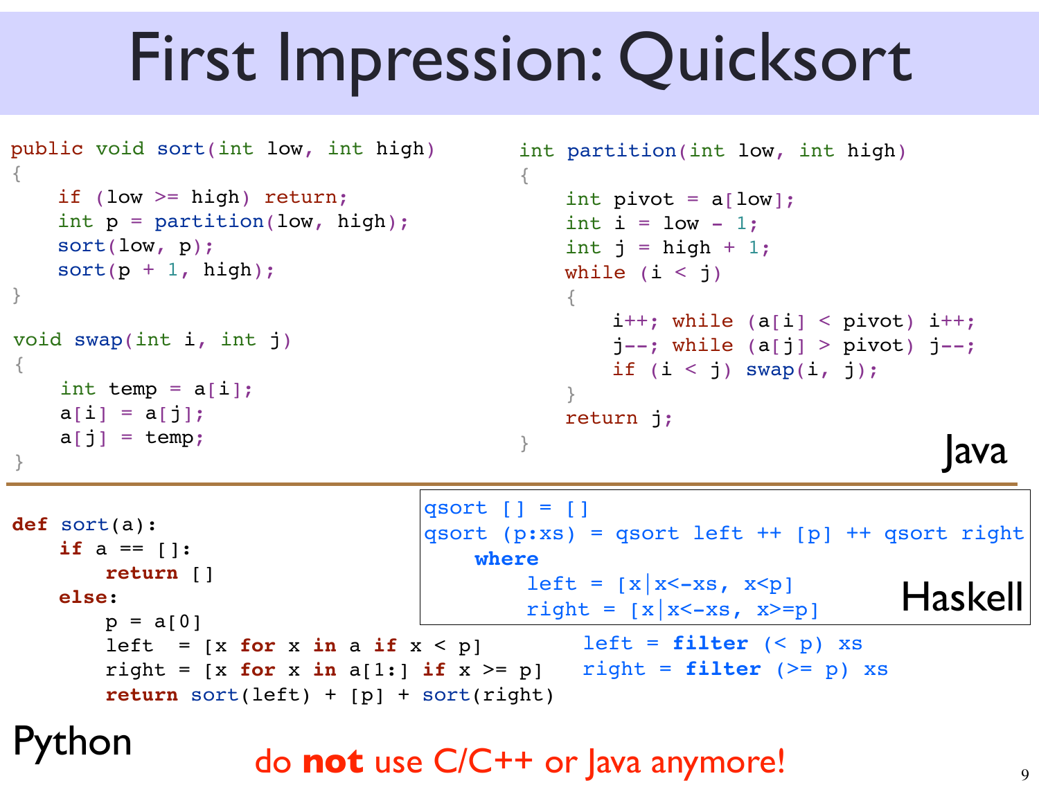# First Impression: Quicksort

**Java**

```java
public void sort(int low, int high)
{
    if (low >= high) return;
    int p = partition(low, high);
    sort(low, p);
    sort(p + 1, high);
}

void swap(int i, int j)
{
    int temp = a[i];
    a[i] = a[j];
    a[j] = temp;
}
```

```java
int partition(int low, int high)
{
    int pivot = a[low];
    int i = low - 1;
    int j = high + 1;
    while (i < j)
    {
        i++; while (a[i] < pivot) i++;
        j--; while (a[j] > pivot) j--;
        if (i < j) swap(i, j);
    }
    return j;
}
```

**Python**

```python
def sort(a):
    if a == []:
        return []
    else:
        p = a[0]
        left  = [x for x in a if x < p]
        right = [x for x in a[1:] if x >= p]
        return sort(left) + [p] + sort(right)
```

**Haskell**

```haskell
qsort [] = []
qsort (p:xs) = qsort left ++ [p] ++ qsort right
    where
        left = [x|x<-xs, x<p]
        right = [x|x<-xs, x>=p]
```

```haskell
left = filter (< p) xs
right = filter (>= p) xs
```

do **not** use C/C++ or Java anymore!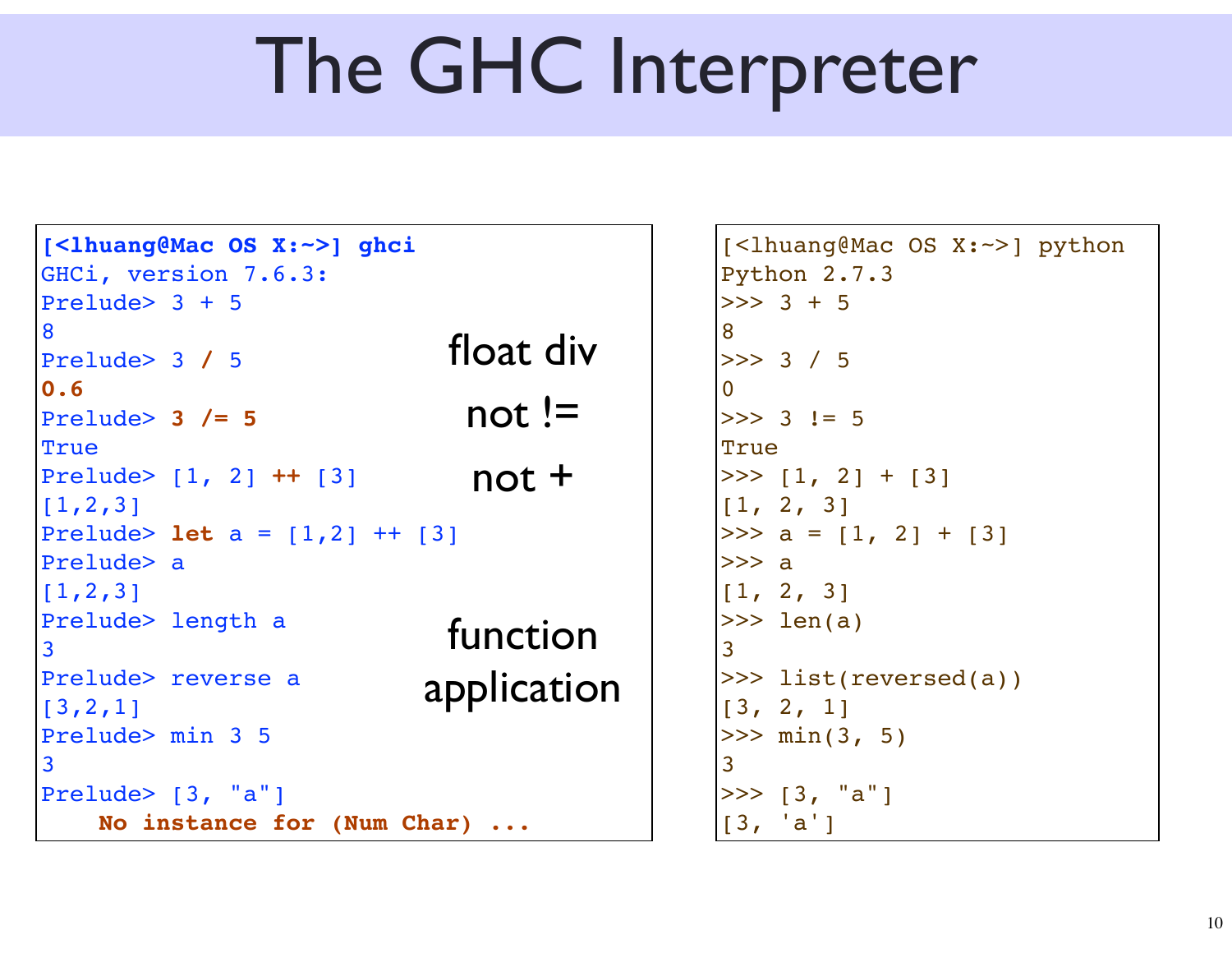# The GHC Interpreter

```
[<lhuang@Mac OS X:~>] ghci
GHCi, version 7.6.3:
Prelude> 3 + 5
8
Prelude> 3 / 5
0.6
Prelude> 3 /= 5
True
Prelude> [1, 2] ++ [3]
[1,2,3]
Prelude> let a = [1,2] ++ [3]
Prelude> a
[1,2,3]
Prelude> length a
3
Prelude> reverse a
[3,2,1]
Prelude> min 3 5
3
Prelude> [3, "a"]
    No instance for (Num Char) ...
```

float div

not !=

not +

function application

```
[<lhuang@Mac OS X:~>] python
Python 2.7.3
>>> 3 + 5
8
>>> 3 / 5
0
>>> 3 != 5
True
>>> [1, 2] + [3]
[1, 2, 3]
>>> a = [1, 2] + [3]
>>> a
[1, 2, 3]
>>> len(a)
3
>>> list(reversed(a))
[3, 2, 1]
>>> min(3, 5)
3
>>> [3, "a"]
[3, 'a']
```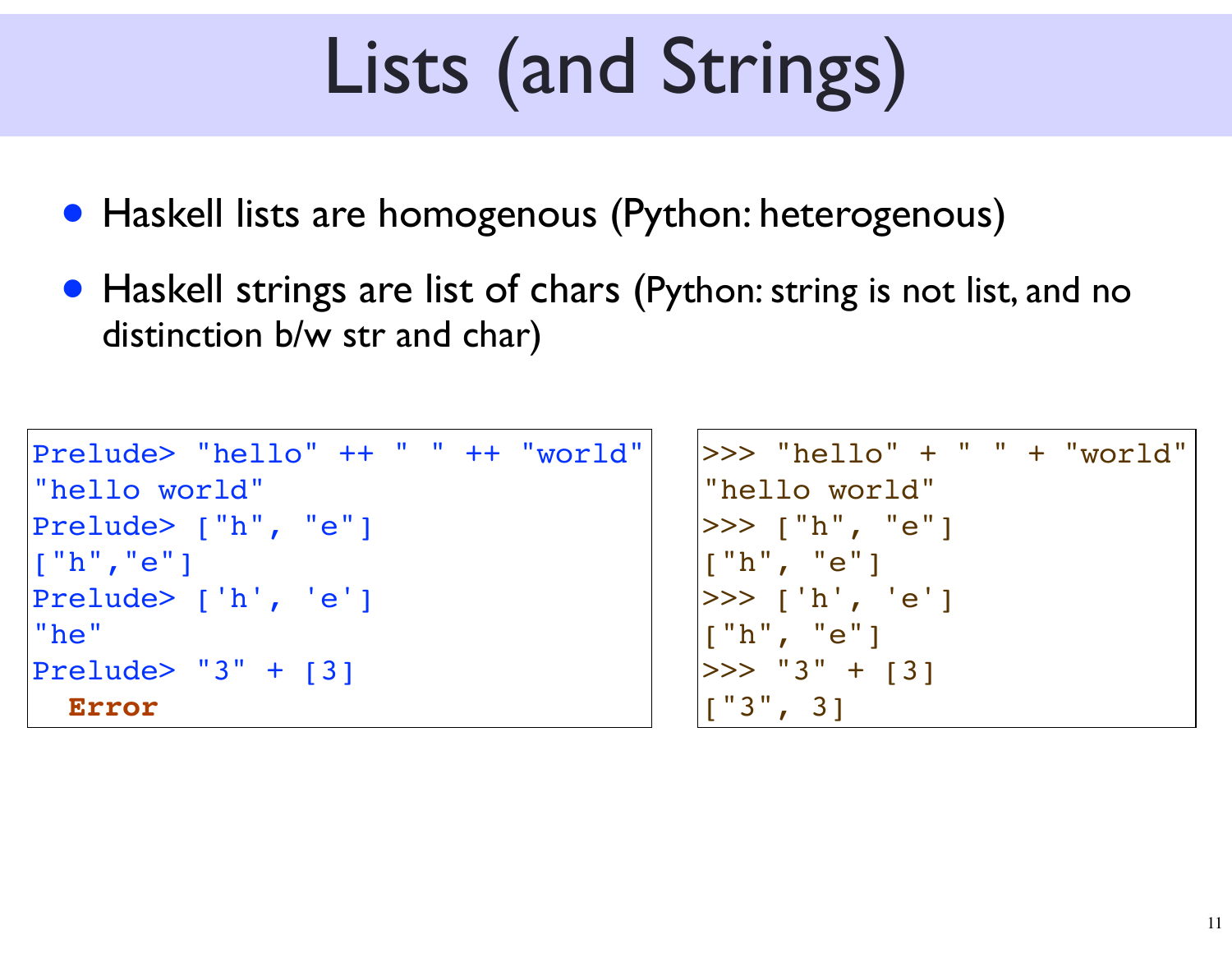# Lists (and Strings)

- Haskell lists are homogenous (Python: heterogenous)
- Haskell strings are list of chars (Python: string is not list, and no distinction b/w str and char)

```
Prelude> "hello" ++ " " ++ "world"
"hello world"
Prelude> ["h", "e"]
["h","e"]
Prelude> ['h', 'e']
"he"
Prelude> "3" + [3]
  Error
```

```
>>> "hello" + " " + "world"
"hello world"
>>> ["h", "e"]
["h", "e"]
>>> ['h', 'e']
["h", "e"]
>>> "3" + [3]
["3", 3]
```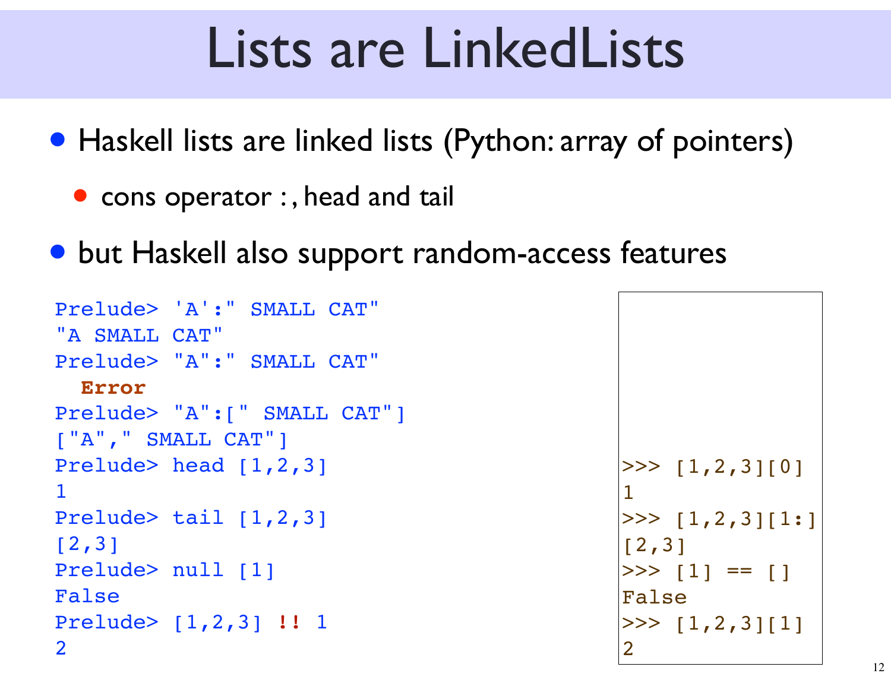# Lists are LinkedLists

- Haskell lists are linked lists (Python: array of pointers)
  - cons operator : , head and tail
- but Haskell also support random-access features

```
Prelude> 'A':" SMALL CAT"
"A SMALL CAT"
Prelude> "A":" SMALL CAT"
  Error
Prelude> "A":[" SMALL CAT"]
["A"," SMALL CAT"]
Prelude> head [1,2,3]
1
Prelude> tail [1,2,3]
[2,3]
Prelude> null [1]
False
Prelude> [1,2,3] !! 1
2
```

```
>>> [1,2,3][0]
1
>>> [1,2,3][1:]
[2,3]
>>> [1] == []
False
>>> [1,2,3][1]
2
```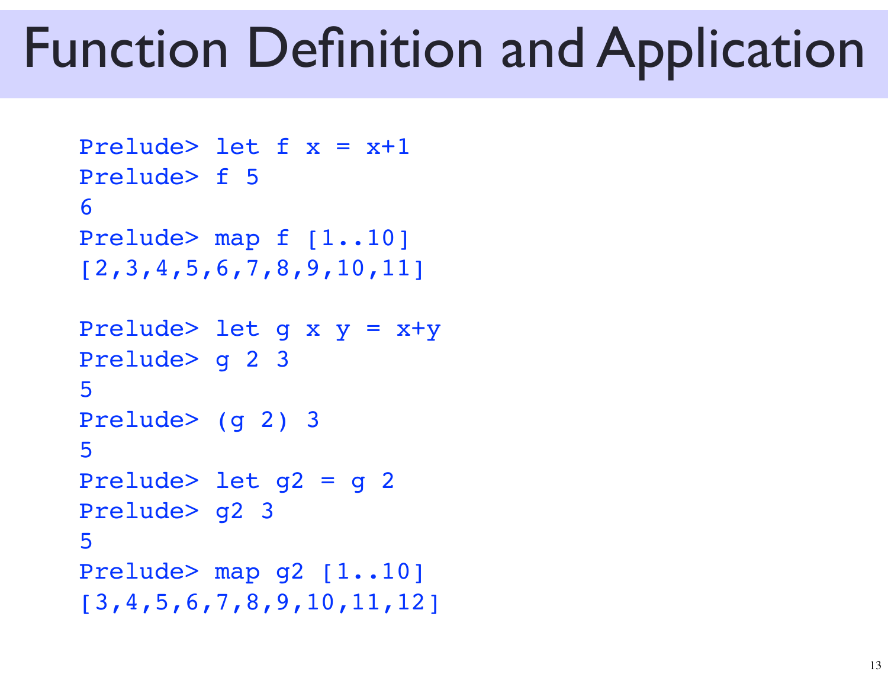# Function Definition and Application

```
Prelude> let f x = x+1
Prelude> f 5
6
Prelude> map f [1..10]
[2,3,4,5,6,7,8,9,10,11]

Prelude> let g x y = x+y
Prelude> g 2 3
5
Prelude> (g 2) 3
5
Prelude> let g2 = g 2
Prelude> g2 3
5
Prelude> map g2 [1..10]
[3,4,5,6,7,8,9,10,11,12]
```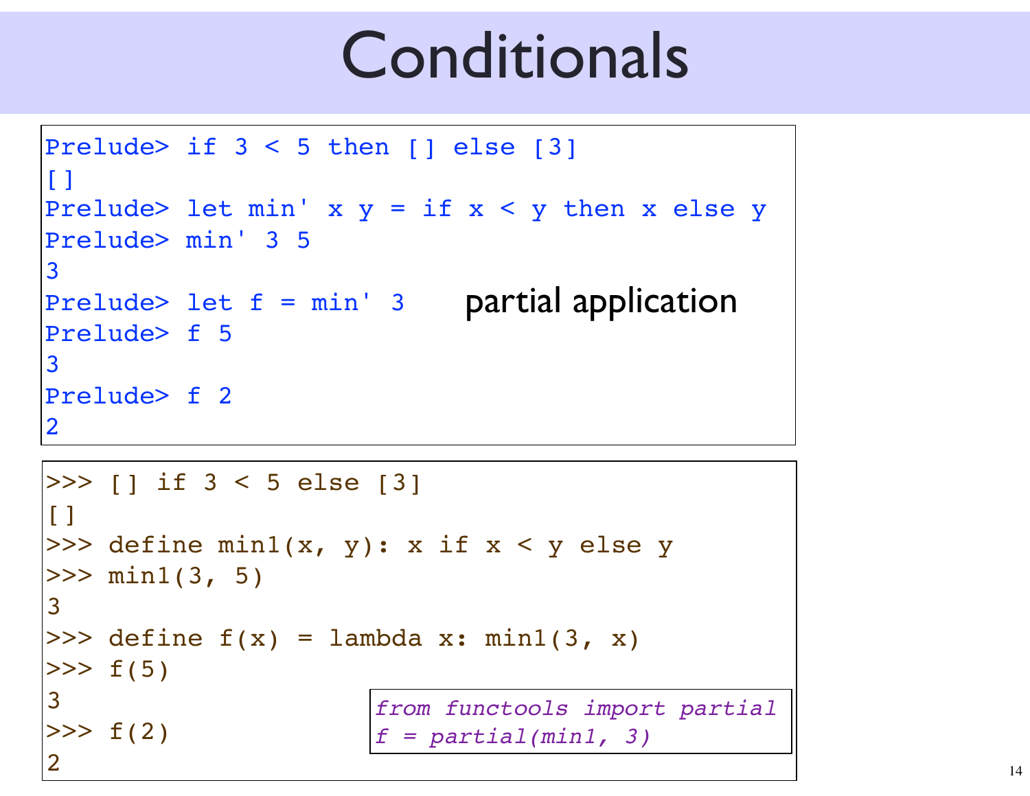# Conditionals

```
Prelude> if 3 < 5 then [] else [3]
[]
Prelude> let min' x y = if x < y then x else y
Prelude> min' 3 5
3
Prelude> let f = min' 3
Prelude> f 5
3
Prelude> f 2
2
```

partial application

```
>>> [] if 3 < 5 else [3]
[]
>>> define min1(x, y): x if x < y else y
>>> min1(3, 5)
3
>>> define f(x) = lambda x: min1(3, x)
>>> f(5)
3
>>> f(2)
2
```

```
from functools import partial
f = partial(min1, 3)
```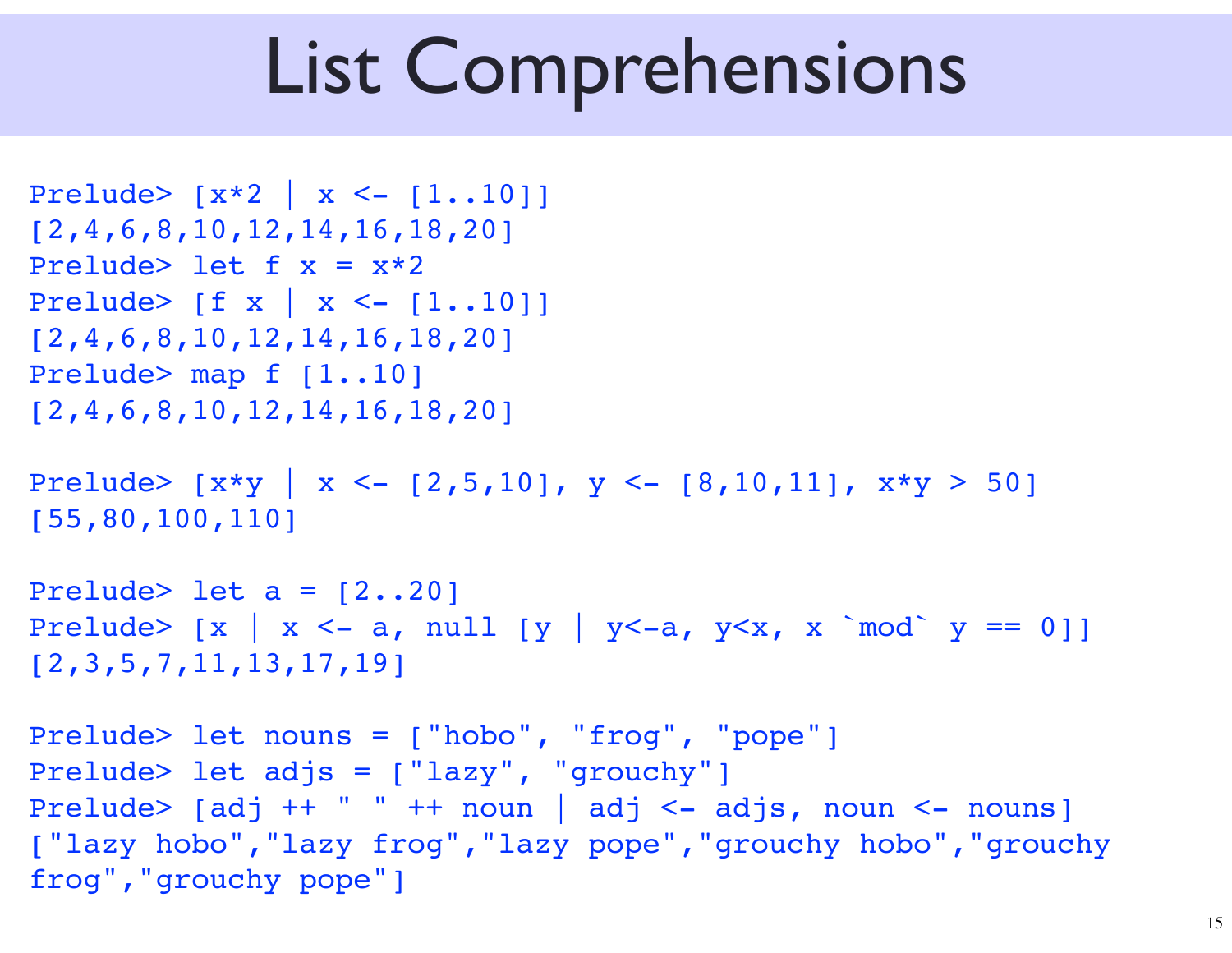# List Comprehensions

```
Prelude> [x*2 | x <- [1..10]]
[2,4,6,8,10,12,14,16,18,20]
Prelude> let f x = x*2
Prelude> [f x | x <- [1..10]]
[2,4,6,8,10,12,14,16,18,20]
Prelude> map f [1..10]
[2,4,6,8,10,12,14,16,18,20]

Prelude> [x*y | x <- [2,5,10], y <- [8,10,11], x*y > 50]
[55,80,100,110]

Prelude> let a = [2..20]
Prelude> [x | x <- a, null [y | y<-a, y<x, x `mod` y == 0]]
[2,3,5,7,11,13,17,19]

Prelude> let nouns = ["hobo", "frog", "pope"]
Prelude> let adjs = ["lazy", "grouchy"]
Prelude> [adj ++ " " ++ noun | adj <- adjs, noun <- nouns]
["lazy hobo","lazy frog","lazy pope","grouchy hobo","grouchy
frog","grouchy pope"]
```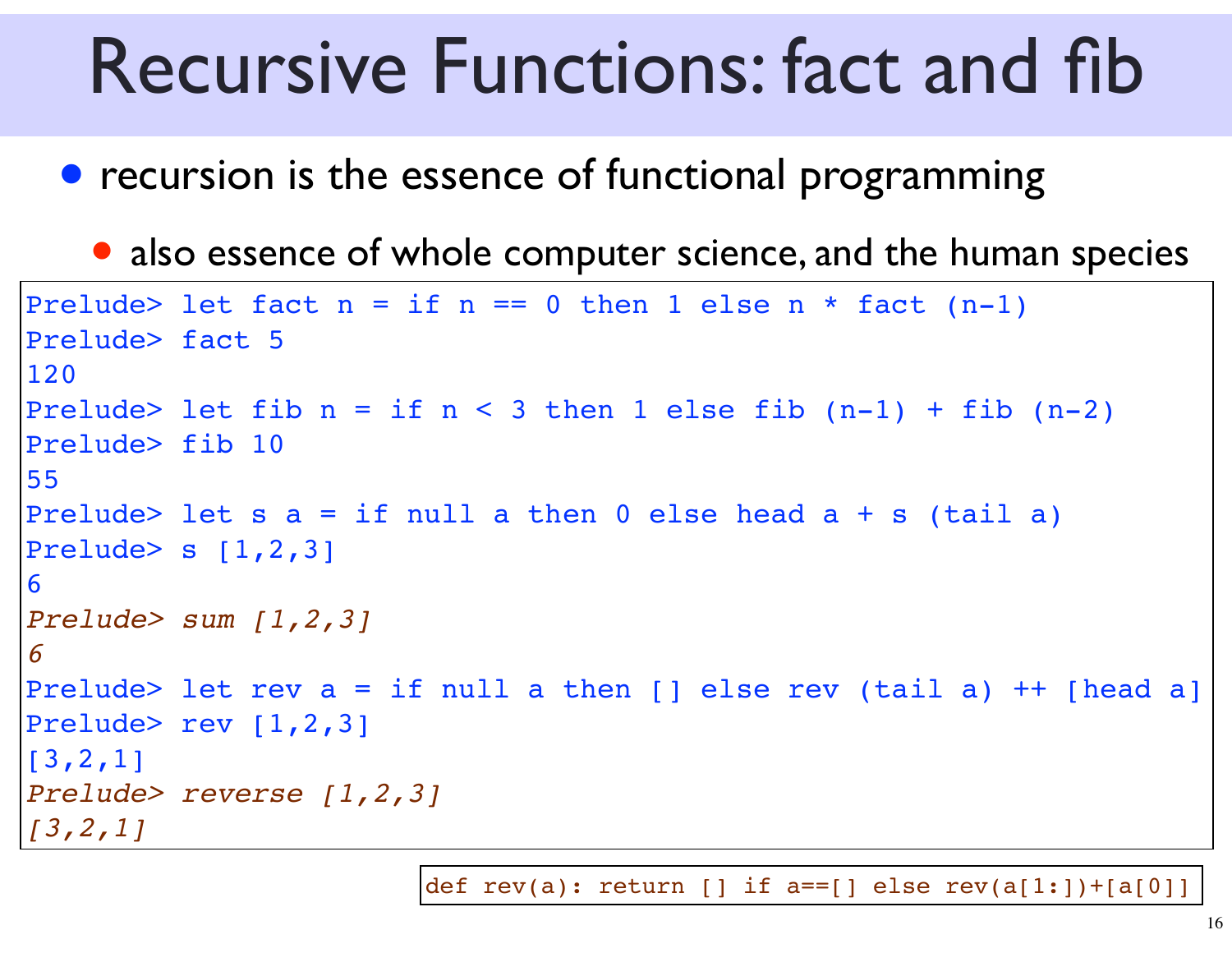# Recursive Functions: fact and fib

- recursion is the essence of functional programming
  - also essence of whole computer science, and the human species

```
Prelude> let fact n = if n == 0 then 1 else n * fact (n-1)
Prelude> fact 5
120
Prelude> let fib n = if n < 3 then 1 else fib (n-1) + fib (n-2)
Prelude> fib 10
55
Prelude> let s a = if null a then 0 else head a + s (tail a)
Prelude> s [1,2,3]
6
Prelude> sum [1,2,3]
6
Prelude> let rev a = if null a then [] else rev (tail a) ++ [head a]
Prelude> rev [1,2,3]
[3,2,1]
Prelude> reverse [1,2,3]
[3,2,1]
```

```
def rev(a): return [] if a==[] else rev(a[1:])+[a[0]]
```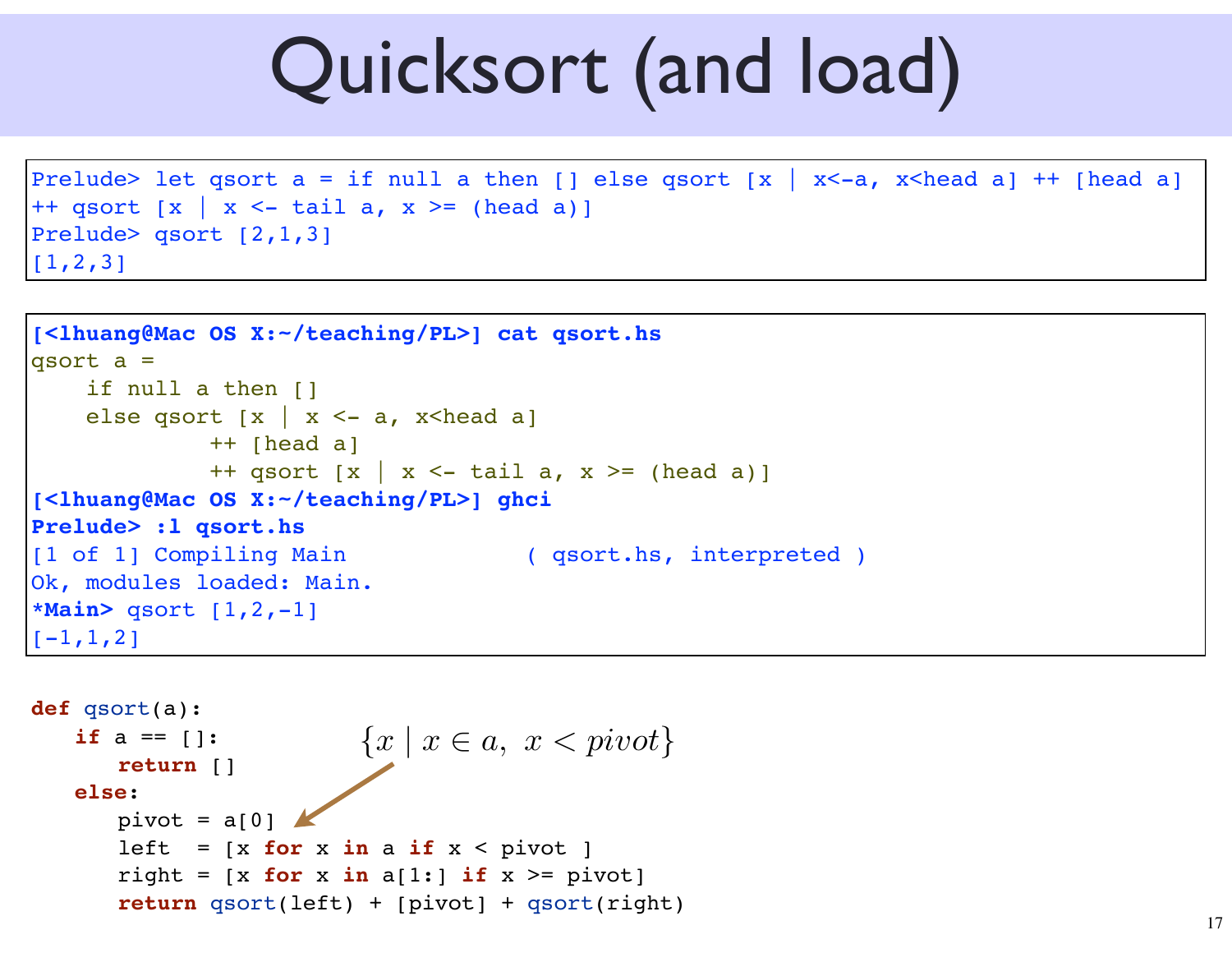# Quicksort (and load)

```
Prelude> let qsort a = if null a then [] else qsort [x | x<-a, x<head a] ++ [head a]
++ qsort [x | x <- tail a, x >= (head a)]
Prelude> qsort [2,1,3]
[1,2,3]
```

```
[<lhuang@Mac OS X:~/teaching/PL>] cat qsort.hs
qsort a =
    if null a then []
    else qsort [x | x <- a, x<head a]
             ++ [head a]
             ++ qsort [x | x <- tail a, x >= (head a)]
[<lhuang@Mac OS X:~/teaching/PL>] ghci
Prelude> :l qsort.hs
[1 of 1] Compiling Main             ( qsort.hs, interpreted )
Ok, modules loaded: Main.
*Main> qsort [1,2,-1]
[-1,1,2]
```

```python
def qsort(a):
    if a == []:
        return []
    else:
        pivot = a[0]
        left  = [x for x in a if x < pivot ]
        right = [x for x in a[1:] if x >= pivot]
        return qsort(left) + [pivot] + qsort(right)
```

$\{x \mid x \in a,\ x < pivot\}$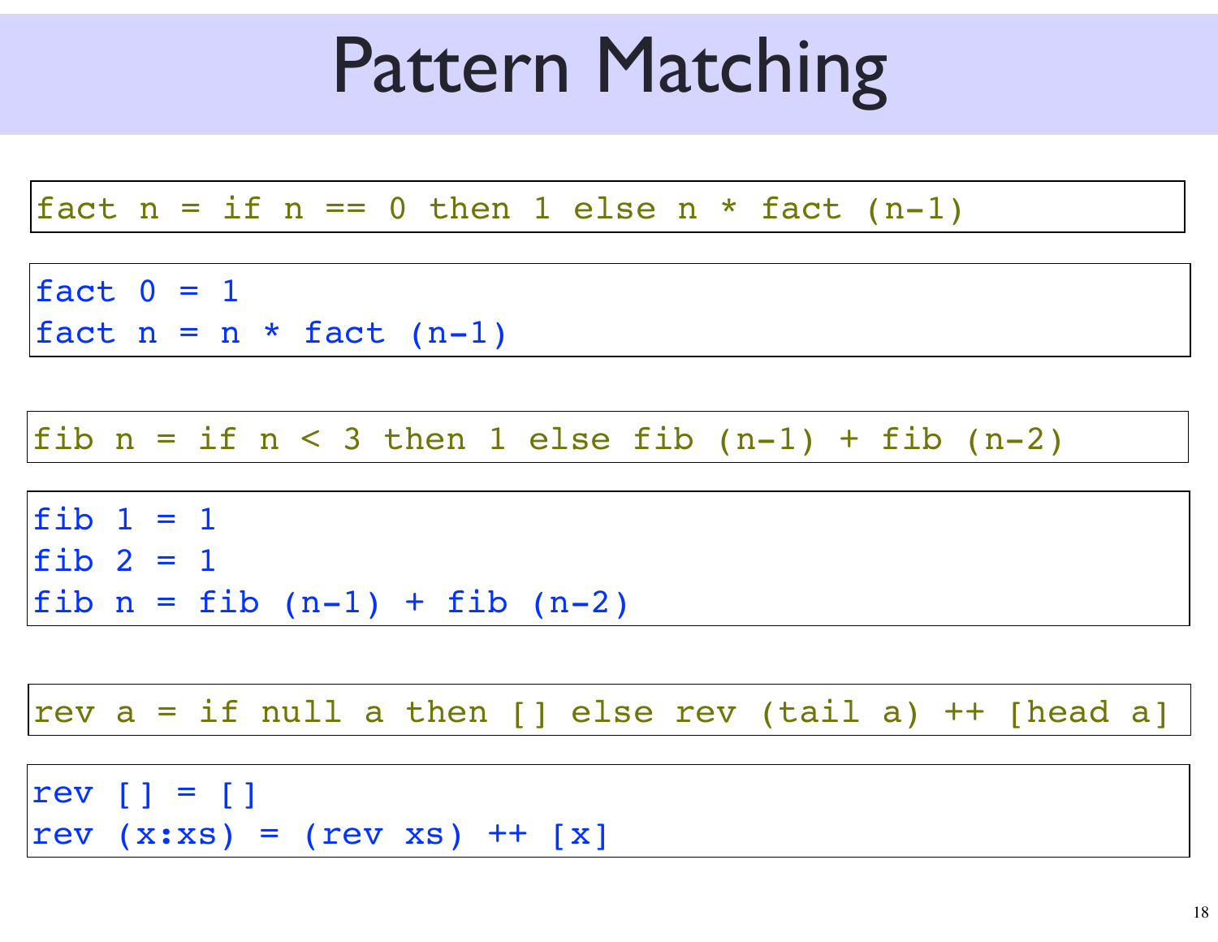# Pattern Matching

```
fact n = if n == 0 then 1 else n * fact (n-1)
```

```
fact 0 = 1
fact n = n * fact (n-1)
```

```
fib n = if n < 3 then 1 else fib (n-1) + fib (n-2)
```

```
fib 1 = 1
fib 2 = 1
fib n = fib (n-1) + fib (n-2)
```

```
rev a = if null a then [] else rev (tail a) ++ [head a]
```

```
rev [] = []
rev (x:xs) = (rev xs) ++ [x]
```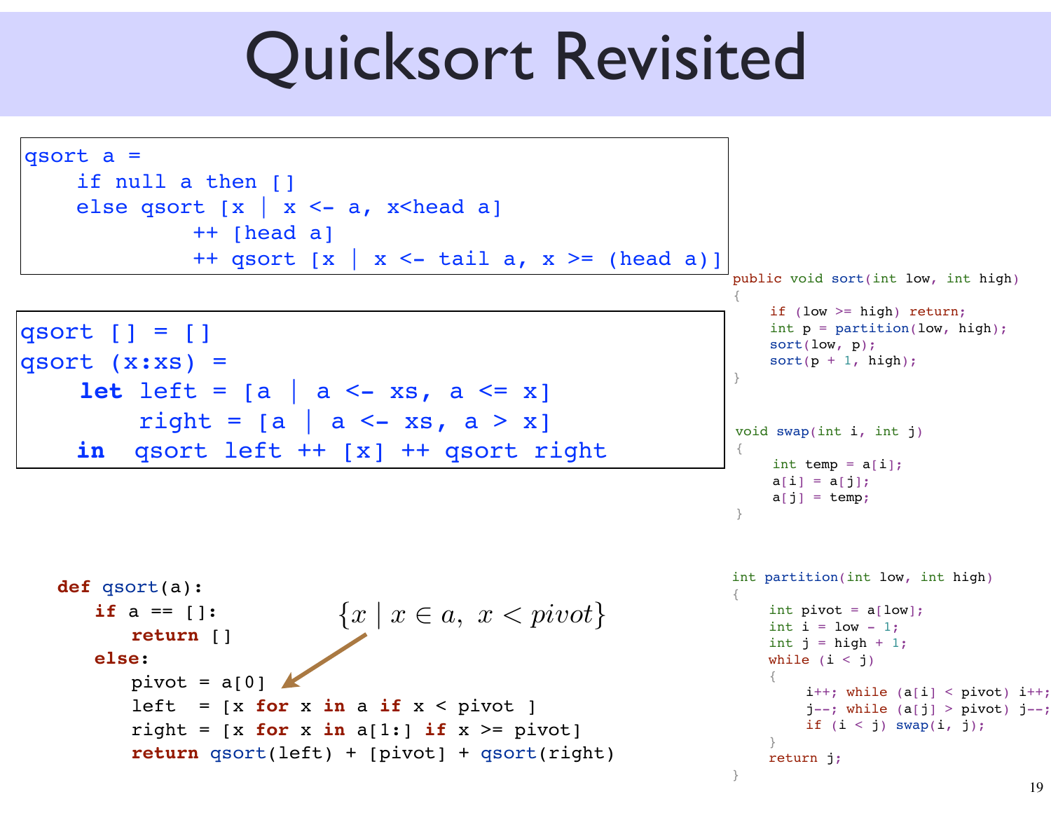# Quicksort Revisited

```haskell
qsort a =
    if null a then []
    else qsort [x | x <- a, x<head a]
           ++ [head a]
           ++ qsort [x | x <- tail a, x >= (head a)]
```

```haskell
qsort [] = []
qsort (x:xs) =
    let left = [a | a <- xs, a <= x]
        right = [a | a <- xs, a > x]
    in  qsort left ++ [x] ++ qsort right
```

```python
def qsort(a):
    if a == []:
        return []
    else:
        pivot = a[0]
        left  = [x for x in a if x < pivot ]
        right = [x for x in a[1:] if x >= pivot]
        return qsort(left) + [pivot] + qsort(right)
```

$\{x \mid x \in a,\ x < pivot\}$

```java
public void sort(int low, int high)
{
    if (low >= high) return;
    int p = partition(low, high);
    sort(low, p);
    sort(p + 1, high);
}

void swap(int i, int j)
{
    int temp = a[i];
    a[i] = a[j];
    a[j] = temp;
}

int partition(int low, int high)
{
    int pivot = a[low];
    int i = low - 1;
    int j = high + 1;
    while (i < j)
    {
        i++; while (a[i] < pivot) i++;
        j--; while (a[j] > pivot) j--;
        if (i < j) swap(i, j);
    }
    return j;
}
```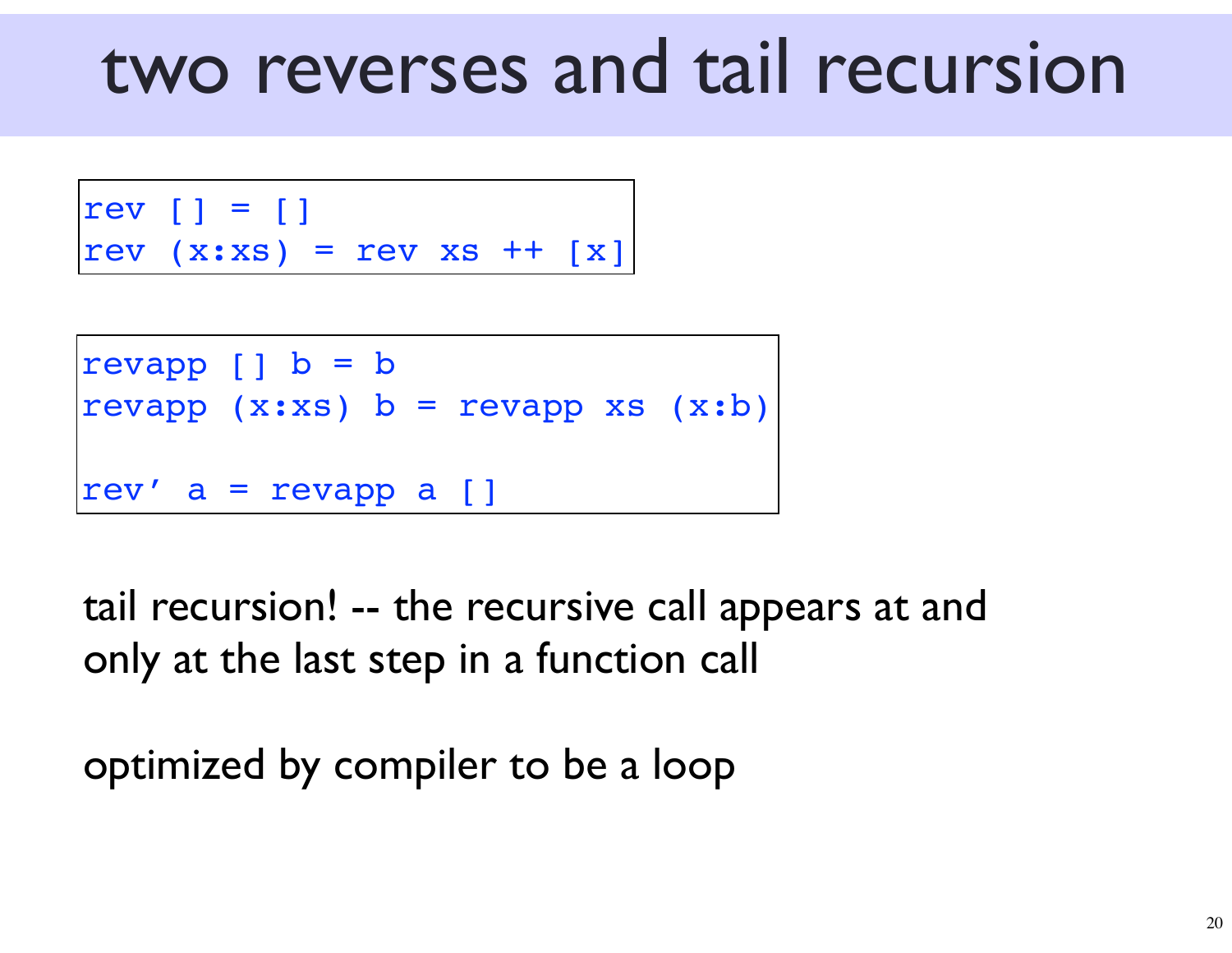# two reverses and tail recursion

```
rev [] = []
rev (x:xs) = rev xs ++ [x]
```

```
revapp [] b = b
revapp (x:xs) b = revapp xs (x:b)

rev' a = revapp a []
```

tail recursion! -- the recursive call appears at and only at the last step in a function call

optimized by compiler to be a loop